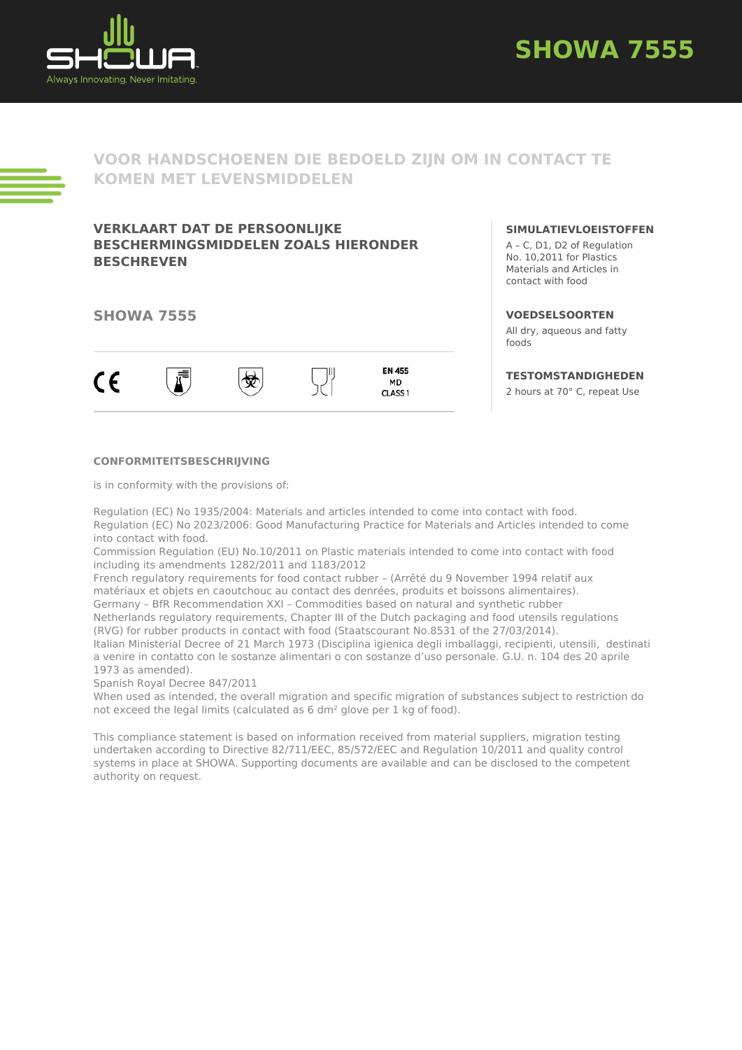# SHOWA 7555

## VOOR HANDSCHOENEN DIE BEDOELD ZIJN OM IN CONTACT TE KOMEN MET LEVENSMIDDELEN

### VERKLAART DAT DE PERSOONLIJKE BESCHERMINGSMIDDELEN ZOALS HIERONDER BESCHREVEN

### SHOWA 7555

EN 455
MD
CLASS 1

### SIMULATIEVLOEISTOFFEN

A – C, D1, D2 of Regulation No. 10,2011 for Plastics Materials and Articles in contact with food

### VOEDSELSOORTEN

All dry, aqueous and fatty foods

### TESTOMSTANDIGHEDEN

2 hours at 70° C, repeat Use

### CONFORMITEITSBESCHRIJVING

is in conformity with the provisions of:

Regulation (EC) No 1935/2004: Materials and articles intended to come into contact with food.
Regulation (EC) No 2023/2006: Good Manufacturing Practice for Materials and Articles intended to come into contact with food.
Commission Regulation (EU) No.10/2011 on Plastic materials intended to come into contact with food including its amendments 1282/2011 and 1183/2012
French regulatory requirements for food contact rubber – (Arrêté du 9 November 1994 relatif aux matériaux et objets en caoutchouc au contact des denrées, produits et boissons alimentaires).
Germany – BfR Recommendation XXI – Commodities based on natural and synthetic rubber
Netherlands regulatory requirements, Chapter III of the Dutch packaging and food utensils regulations (RVG) for rubber products in contact with food (Staatscourant No.8531 of the 27/03/2014).
Italian Ministerial Decree of 21 March 1973 (Disciplina igienica degli imballaggi, recipienti, utensili, destinati a venire in contatto con le sostanze alimentari o con sostanze d'uso personale. G.U. n. 104 des 20 aprile 1973 as amended).
Spanish Royal Decree 847/2011
When used as intended, the overall migration and specific migration of substances subject to restriction do not exceed the legal limits (calculated as 6 dm² glove per 1 kg of food).

This compliance statement is based on information received from material suppliers, migration testing undertaken according to Directive 82/711/EEC, 85/572/EEC and Regulation 10/2011 and quality control systems in place at SHOWA. Supporting documents are available and can be disclosed to the competent authority on request.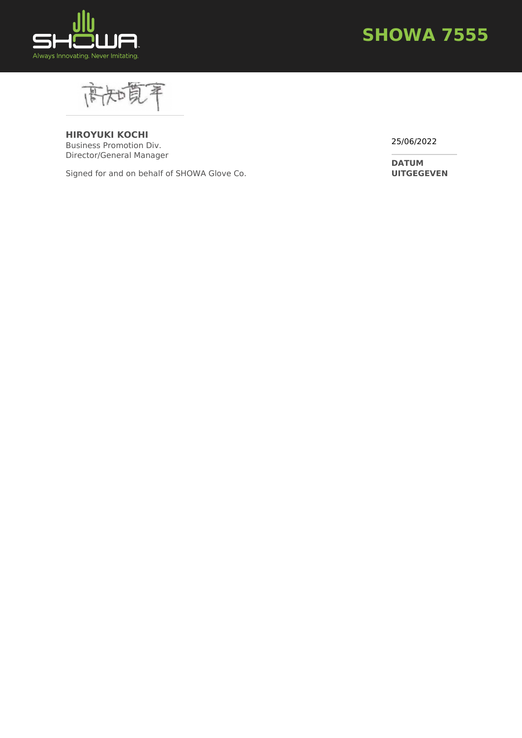# SHOWA 7555

**HIROYUKI KOCHI**
Business Promotion Div.
Director/General Manager

Signed for and on behalf of SHOWA Glove Co.

25/06/2022

**DATUM UITGEGEVEN**